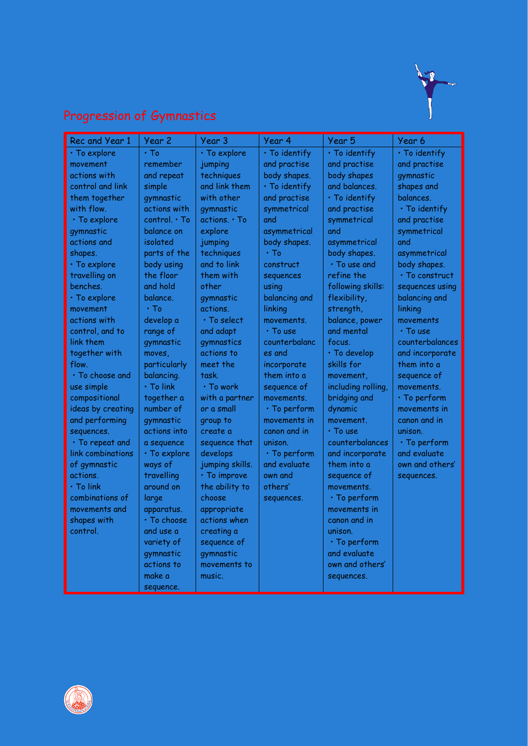## Progression of Gymnastics

| Rec and Year 1 | Year 2 | Year 3 | Year 4 | Year 5 | Year 6 |
|---|---|---|---|---|---|
| • To explore movement actions with control and link them together with flow. • To explore gymnastic actions and shapes. • To explore travelling on benches. • To explore movement actions with control, and to link them together with flow. • To choose and use simple compositional ideas by creating and performing sequences. • To repeat and link combinations of gymnastic actions. • To link combinations of movements and shapes with control. | • To remember and repeat simple gymnastic actions with control. • To balance on isolated parts of the body using the floor and hold balance. • To develop a range of gymnastic moves, particularly balancing. • To link together a number of gymnastic actions into a sequence • To explore ways of travelling around on large apparatus. • To choose and use a variety of gymnastic actions to make a sequence. | • To explore jumping techniques and link them with other gymnastic actions. • To explore jumping techniques and to link them with other gymnastic actions. • To select and adapt gymnastics actions to meet the task. • To work with a partner or a small group to create a sequence that develops jumping skills. • To improve the ability to choose appropriate actions when creating a sequence of gymnastic movements to music. | • To identify and practise body shapes. • To identify and practise symmetrical and asymmetrical body shapes. • To construct sequences using balancing and linking movements. • To use counterbalances and incorporate them into a sequence of movements. • To perform movements in canon and in unison. • To perform and evaluate own and others' sequences. | • To identify and practise body shapes and balances. • To identify and practise symmetrical and asymmetrical body shapes. • To use and refine the following skills: flexibility, strength, balance, power and mental focus. • To develop skills for movement, including rolling, bridging and dynamic movement. • To use counterbalances and incorporate them into a sequence of movements. • To perform movements in canon and in unison. • To perform and evaluate own and others' sequences. | • To identify and practise gymnastic shapes and balances. • To identify and practise symmetrical and asymmetrical body shapes. • To construct sequences using balancing and linking movements • To use counterbalances and incorporate them into a sequence of movements. • To perform movements in canon and in unison. • To perform and evaluate own and others' sequences. |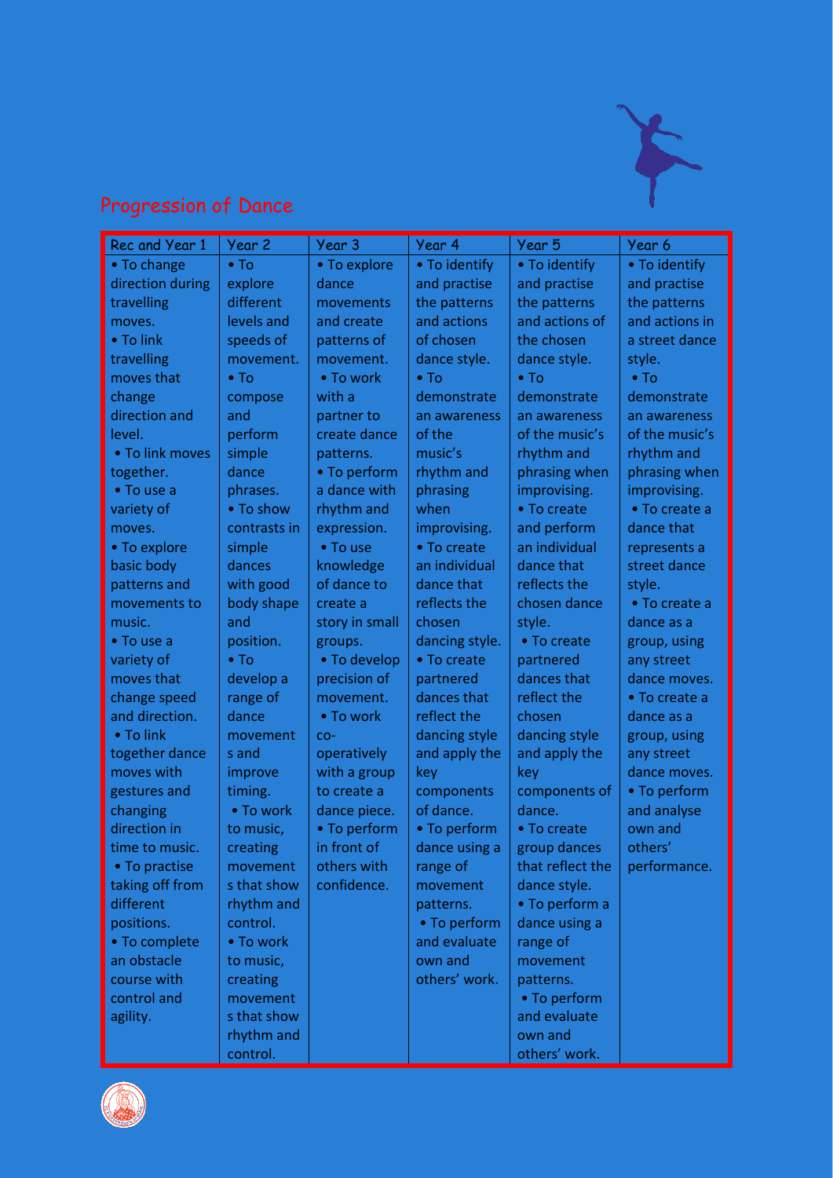## Progression of Dance

| Rec and Year 1 | Year 2 | Year 3 | Year 4 | Year 5 | Year 6 |
|---|---|---|---|---|---|
| • To change direction during travelling moves.<br>• To link travelling moves that change direction and level.<br>• To link moves together.<br>• To use a variety of moves.<br>• To explore basic body patterns and movements to music.<br>• To use a variety of moves that change speed and direction.<br>• To link together dance moves with gestures and changing direction in time to music.<br>• To practise taking off from different positions.<br>• To complete an obstacle course with control and agility. | • To explore different levels and speeds of movement.<br>• To compose and perform simple dance phrases.<br>• To show contrasts in simple dances with good body shape and position.<br>• To develop a range of dance movements and improve timing.<br>• To work to music, creating movements that show rhythm and control.<br>• To work to music, creating movements that show rhythm and control. | • To explore dance movements and create patterns of movement.<br>• To work with a partner to create dance patterns.<br>• To perform a dance with rhythm and expression.<br>• To use knowledge of dance to create a story in small groups.<br>• To develop precision of movement.<br>• To work co-operatively with a group to create a dance piece.<br>• To perform in front of others with confidence. | • To identify and practise the patterns and actions of chosen dance style.<br>• To demonstrate an awareness of the music's rhythm and phrasing when improvising.<br>• To create an individual dance that reflects the chosen dancing style.<br>• To create partnered dances that reflect the dancing style and apply the key components of dance.<br>• To perform dance using a range of movement patterns.<br>• To perform and evaluate own and others' work. | • To identify and practise the patterns and actions of the chosen dance style.<br>• To demonstrate an awareness of the music's rhythm and phrasing when improvising.<br>• To create and perform an individual dance that reflects the chosen dance style.<br>• To create partnered dances that reflect the chosen dancing style and apply the key components of dance.<br>• To create group dances that reflect the dance style.<br>• To perform a dance using a range of movement patterns.<br>• To perform and evaluate own and others' work. | • To identify and practise the patterns and actions in a street dance style.<br>• To demonstrate an awareness of the music's rhythm and phrasing when improvising.<br>• To create a dance that represents a street dance style.<br>• To create a dance as a group, using any street dance moves.<br>• To create a dance as a group, using any street dance moves.<br>• To perform and analyse own and others' performance. |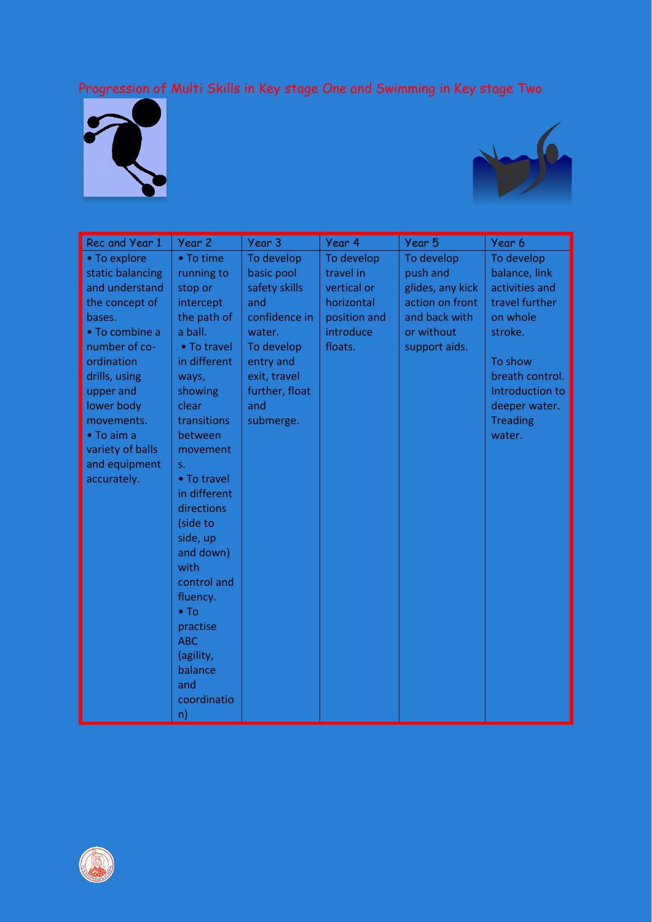# Progression of Multi Skills in Key stage One and Swimming in Key stage Two

| Rec and Year 1 | Year 2 | Year 3 | Year 4 | Year 5 | Year 6 |
|---|---|---|---|---|---|
| • To explore static balancing and understand the concept of bases.<br>• To combine a number of co-ordination drills, using upper and lower body movements.<br>• To aim a variety of balls and equipment accurately. | • To time running to stop or intercept the path of a ball.<br>• To travel in different ways, showing clear transitions between movements.<br>• To travel in different directions (side to side, up and down) with control and fluency.<br>• To practise ABC (agility, balance and coordination) | To develop basic pool safety skills and confidence in water.<br>To develop entry and exit, travel further, float and submerge. | To develop travel in vertical or horizontal position and introduce floats. | To develop push and glides, any kick action on front and back with or without support aids. | To develop balance, link activities and travel further on whole stroke.<br><br>To show breath control. Introduction to deeper water. Treading water. |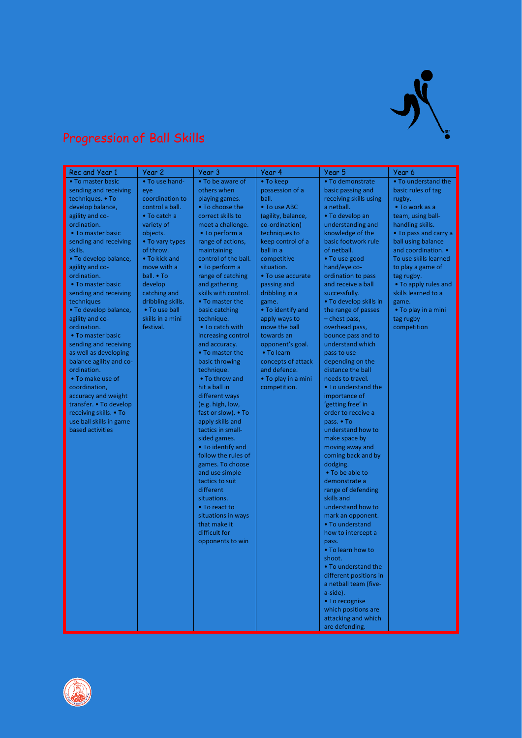# Progression of Ball Skills

| Rec and Year 1 | Year 2 | Year 3 | Year 4 | Year 5 | Year 6 |
|---|---|---|---|---|---|
| • To master basic sending and receiving techniques. • To develop balance, agility and co-ordination. • To master basic sending and receiving skills. • To develop balance, agility and co-ordination. • To master basic sending and receiving techniques • To develop balance, agility and co-ordination. • To master basic sending and receiving as well as developing balance agility and co-ordination. • To make use of coordination, accuracy and weight transfer. • To develop receiving skills. • To use ball skills in game based activities | • To use hand-eye coordination to control a ball. • To catch a variety of objects. • To vary types of throw. • To kick and move with a ball. • To develop catching and dribbling skills. • To use ball skills in a mini festival. | • To be aware of others when playing games. • To choose the correct skills to meet a challenge. • To perform a range of actions, maintaining control of the ball. • To perform a range of catching and gathering skills with control. • To master the basic catching technique. • To catch with increasing control and accuracy. • To master the basic throwing technique. • To throw and hit a ball in different ways (e.g. high, low, fast or slow). • To apply skills and tactics in small-sided games. • To identify and follow the rules of games. To choose and use simple tactics to suit different situations. • To react to situations in ways that make it difficult for opponents to win | • To keep possession of a ball. • To use ABC (agility, balance, co-ordination) techniques to keep control of a ball in a competitive situation. • To use accurate passing and dribbling in a game. • To identify and apply ways to move the ball towards an opponent's goal. • To learn concepts of attack and defence. • To play in a mini competition. | • To demonstrate basic passing and receiving skills using a netball. • To develop an understanding and knowledge of the basic footwork rule of netball. • To use good hand/eye co-ordination to pass and receive a ball successfully. • To develop skills in the range of passes – chest pass, overhead pass, bounce pass and to understand which pass to use depending on the distance the ball needs to travel. • To understand the importance of 'getting free' in order to receive a pass. • To understand how to make space by moving away and coming back and by dodging. • To be able to demonstrate a range of defending skills and understand how to mark an opponent. • To understand how to intercept a pass. • To learn how to shoot. • To understand the different positions in a netball team (five-a-side). • To recognise which positions are attacking and which are defending. | • To understand the basic rules of tag rugby. • To work as a team, using ball-handling skills. • To pass and carry a ball using balance and coordination. • To use skills learned to play a game of tag rugby. • To apply rules and skills learned to a game. • To play in a mini tag rugby competition |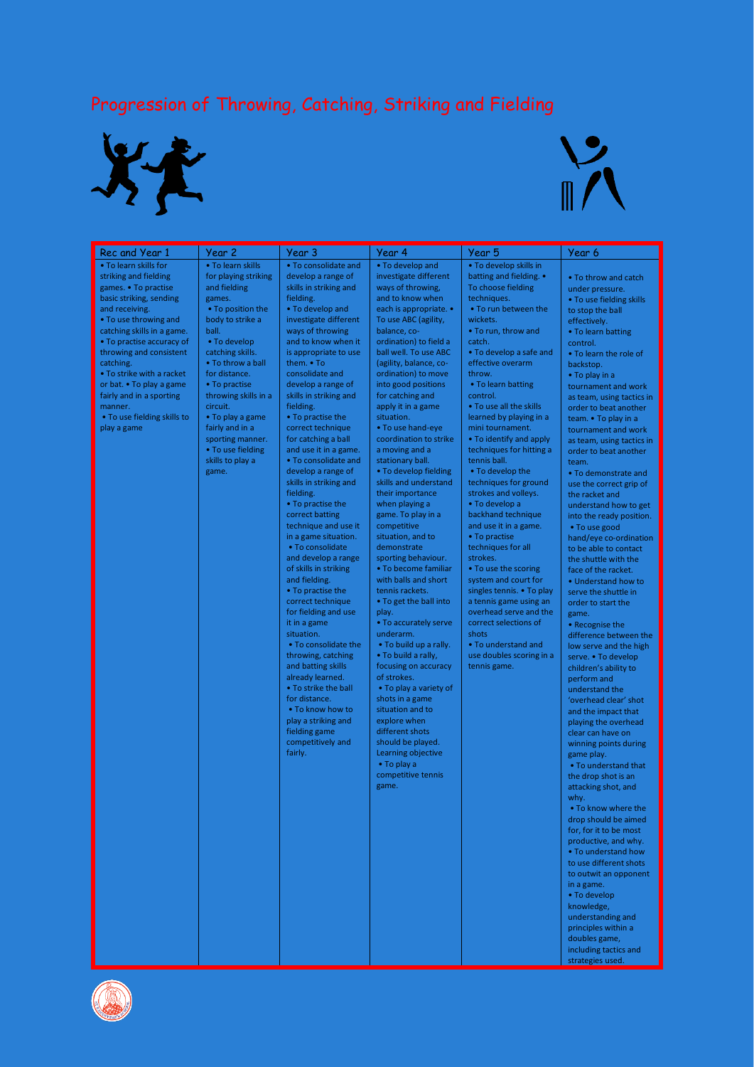# Progression of Throwing, Catching, Striking and Fielding

| Rec and Year 1 | Year 2 | Year 3 | Year 4 | Year 5 | Year 6 |
|---|---|---|---|---|---|
| • To learn skills for striking and fielding games. • To practise basic striking, sending and receiving.<br>• To use throwing and catching skills in a game.<br>• To practise accuracy of throwing and consistent catching.<br>• To strike with a racket or bat. • To play a game fairly and in a sporting manner.<br>• To use fielding skills to play a game | • To learn skills for playing striking and fielding games.<br>• To position the body to strike a ball.<br>• To develop catching skills.<br>• To throw a ball for distance.<br>• To practise throwing skills in a circuit.<br>• To play a game fairly and in a sporting manner.<br>• To use fielding skills to play a game. | • To consolidate and develop a range of skills in striking and fielding.<br>• To develop and investigate different ways of throwing and to know when it is appropriate to use them. • To consolidate and develop a range of skills in striking and fielding.<br>• To practise the correct technique for catching a ball and use it in a game.<br>• To consolidate and develop a range of skills in striking and fielding.<br>• To practise the correct batting technique and use it in a game situation.<br>• To consolidate and develop a range of skills in striking and fielding.<br>• To practise the correct technique for fielding and use it in a game situation.<br>• To consolidate the throwing, catching and batting skills already learned.<br>• To strike the ball for distance.<br>• To know how to play a striking and fielding game competitively and fairly. | • To develop and investigate different ways of throwing, and to know when each is appropriate. • To use ABC (agility, balance, co-ordination) to field a ball well. To use ABC (agility, balance, co-ordination) to move into good positions for catching and apply it in a game situation.<br>• To use hand-eye coordination to strike a moving and a stationary ball.<br>• To develop fielding skills and understand their importance when playing a game. To play in a competitive situation, and to demonstrate sporting behaviour.<br>• To become familiar with balls and short tennis rackets.<br>• To get the ball into play.<br>• To accurately serve underarm.<br>• To build up a rally.<br>• To build a rally, focusing on accuracy of strokes.<br>• To play a variety of shots in a game situation and to explore when different shots should be played. Learning objective<br>• To play a competitive tennis game. | • To develop skills in batting and fielding. • To choose fielding techniques.<br>• To run between the wickets.<br>• To run, throw and catch.<br>• To develop a safe and effective overarm throw.<br>• To learn batting control.<br>• To use all the skills learned by playing in a mini tournament.<br>• To identify and apply techniques for hitting a tennis ball.<br>• To develop the techniques for ground strokes and volleys.<br>• To develop a backhand technique and use it in a game.<br>• To practise techniques for all strokes.<br>• To use the scoring system and court for singles tennis. • To play a tennis game using an overhead serve and the correct selections of shots<br>• To understand and use doubles scoring in a tennis game. | • To throw and catch under pressure.<br>• To use fielding skills to stop the ball effectively.<br>• To learn batting control.<br>• To learn the role of backstop.<br>• To play in a tournament and work as team, using tactics in order to beat another team. • To play in a tournament and work as team, using tactics in order to beat another team.<br>• To demonstrate and use the correct grip of the racket and understand how to get into the ready position.<br>• To use good hand/eye co-ordination to be able to contact the shuttle with the face of the racket.<br>• Understand how to serve the shuttle in order to start the game.<br>• Recognise the difference between the low serve and the high serve. • To develop children's ability to perform and understand the 'overhead clear' shot and the impact that playing the overhead clear can have on winning points during game play.<br>• To understand that the drop shot is an attacking shot, and why.<br>• To know where the drop should be aimed for, for it to be most productive, and why.<br>• To understand how to use different shots to outwit an opponent in a game.<br>• To develop knowledge, understanding and principles within a doubles game, including tactics and strategies used. |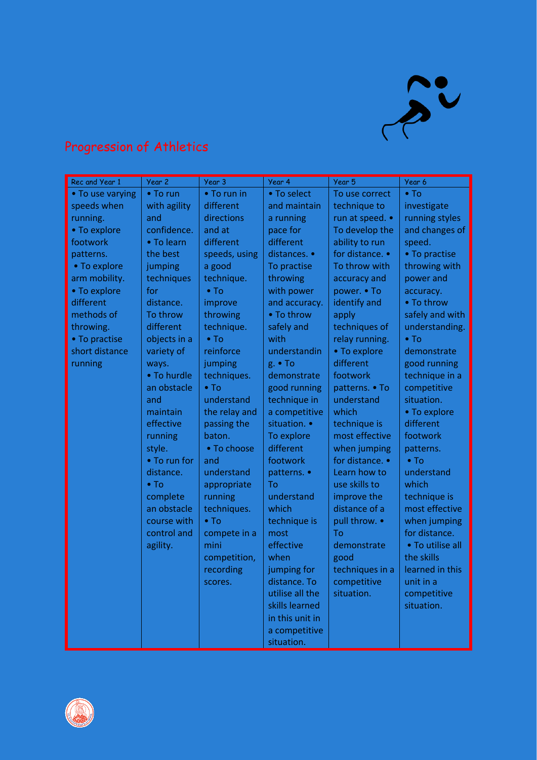# Progression of Athletics

| Rec and Year 1 | Year 2 | Year 3 | Year 4 | Year 5 | Year 6 |
|---|---|---|---|---|---|
| • To use varying speeds when running. • To explore footwork patterns. • To explore arm mobility. • To explore different methods of throwing. • To practise short distance running | • To run with agility and confidence. • To learn the best jumping techniques for distance. To throw different objects in a variety of ways. • To hurdle an obstacle and maintain effective running style. • To run for distance. • To complete an obstacle course with control and agility. | • To run in different directions and at different speeds, using a good technique. • To improve throwing technique. • To reinforce jumping techniques. • To understand the relay and passing the baton. • To choose and understand appropriate running techniques. • To compete in a mini competition, recording scores. | • To select and maintain a running pace for different distances. • To practise throwing with power and accuracy. • To throw safely and with understanding. • To demonstrate good running technique in a competitive situation. • To explore different footwork patterns. • To understand which technique is most effective when jumping for distance. To utilise all the skills learned in this unit in a competitive situation. | To use correct technique to run at speed. • To develop the ability to run for distance. • To throw with accuracy and power. • To identify and apply techniques of relay running. • To explore different footwork patterns. • To understand which technique is most effective when jumping for distance. • Learn how to use skills to improve the distance of a pull throw. • To demonstrate good techniques in a competitive situation. | • To investigate running styles and changes of speed. • To practise throwing with power and accuracy. • To throw safely and with understanding. • To demonstrate good running technique in a competitive situation. • To explore different footwork patterns. • To understand which technique is most effective when jumping for distance. • To utilise all the skills learned in this unit in a competitive situation. |